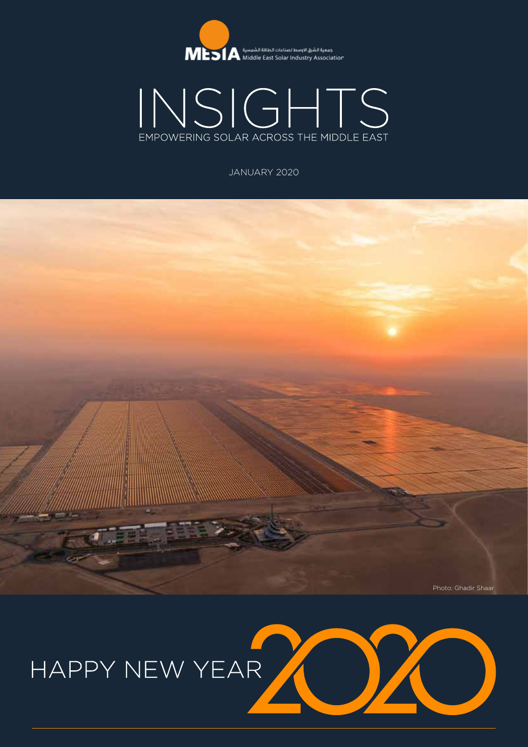MESIA جمعية الشرق الاوسط لصناعات الطاقة الشمسية Middle East Solar Industry Association

# INSIGHTS

EMPOWERING SOLAR ACROSS THE MIDDLE EAST

JANUARY 2020

Photo: Ghadir Shaar

## HAPPY NEW YEAR 2020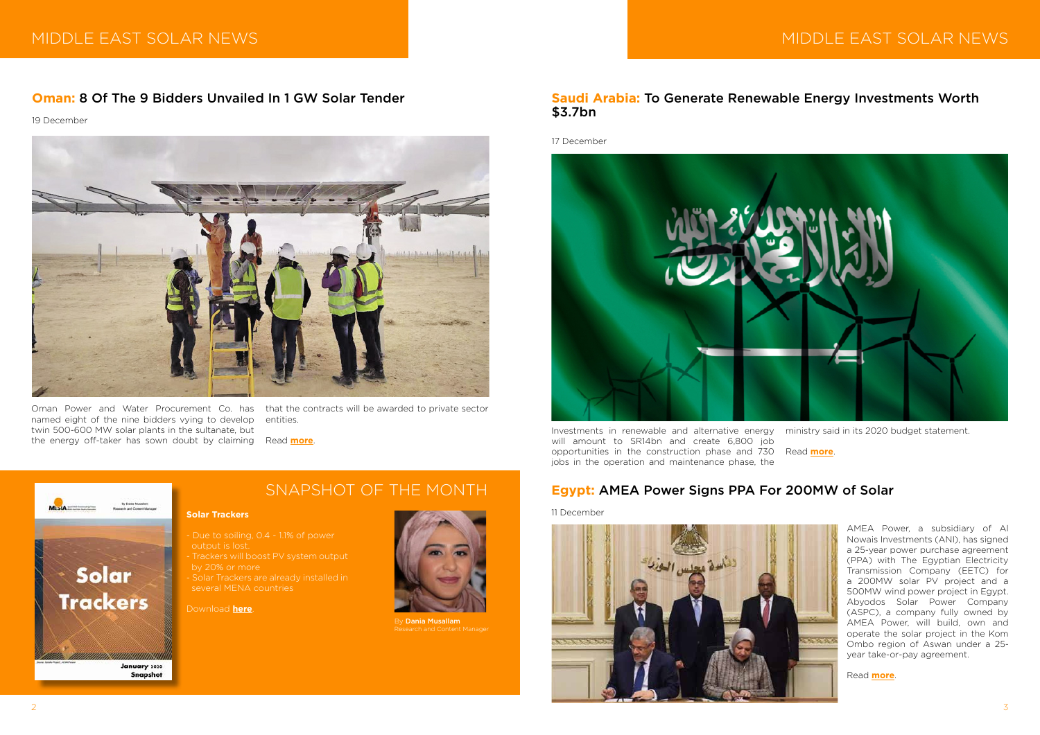## **Oman:** 8 Of The 9 Bidders Unvailed In 1 GW Solar Tender

19 December

Oman Power and Water Procurement Co. has named eight of the nine bidders vying to develop twin 500-600 MW solar plants in the sultanate, but the energy off-taker has sown doubt by claiming that the contracts will be awarded to private sector entities.

Read **more**.

## SNAPSHOT OF THE MONTH

**Solar Trackers**

- Due to soiling, 0.4 - 1.1% of power output is lost.
- Trackers will boost PV system output by 20% or more
- Solar Trackers are already installed in several MENA countries

Download **here**.

By **Dania Musallam**
Research and Content Manager

## **Saudi Arabia:** To Generate Renewable Energy Investments Worth $3.7bn

17 December

Investments in renewable and alternative energy will amount to SR14bn and create 6,800 job opportunities in the construction phase and 730 jobs in the operation and maintenance phase, the ministry said in its 2020 budget statement.

Read **more**.

## **Egypt:** AMEA Power Signs PPA For 200MW of Solar

11 December

AMEA Power, a subsidiary of Al Nowais Investments (ANI), has signed a 25-year power purchase agreement (PPA) with The Egyptian Electricity Transmission Company (EETC) for a 200MW solar PV project and a 500MW wind power project in Egypt. Abyodos Solar Power Company (ASPC), a company fully owned by AMEA Power, will build, own and operate the solar project in the Kom Ombo region of Aswan under a 25-year take-or-pay agreement.

Read **more**.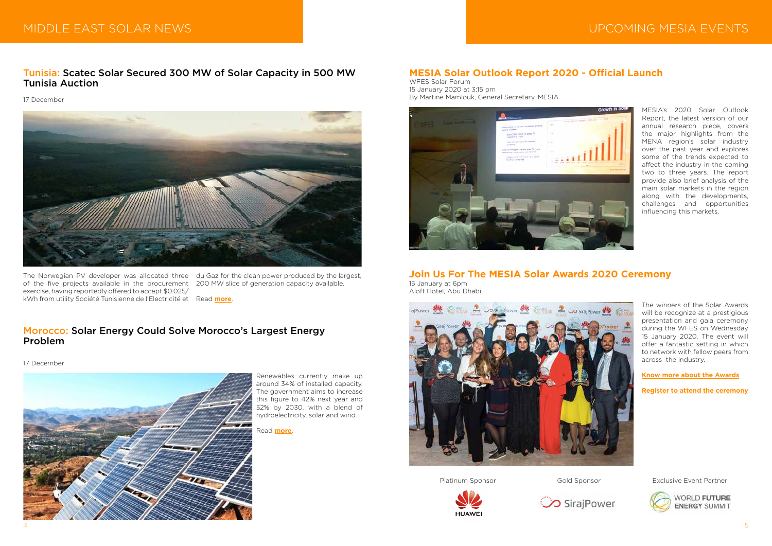# MIDDLE EAST SOLAR NEWS

## Tunisia: Scatec Solar Secured 300 MW of Solar Capacity in 500 MW Tunisia Auction

17 December

The Norwegian PV developer was allocated three of the five projects available in the procurement exercise, having reportedly offered to accept $0.025/kWh from utility Société Tunisienne de l'Electricité et du Gaz for the clean power produced by the largest, 200 MW slice of generation capacity available.

Read **more**.

## Morocco: Solar Energy Could Solve Morocco's Largest Energy Problem

17 December

Renewables currently make up around 34% of installed capacity. The government aims to increase this figure to 42% next year and 52% by 2030, with a blend of hydroelectricity, solar and wind.

Read **more**.

# UPCOMING MESIA EVENTS

## MESIA Solar Outlook Report 2020 - Official Launch

WFES Solar Forum
15 January 2020 at 3:15 pm
By Martine Mamlouk, General Secretary, MESIA

MESIA's 2020 Solar Outlook Report, the latest version of our annual research piece, covers the major highlights from the MENA region's solar industry over the past year and explores some of the trends expected to affect the industry in the coming two to three years. The report provide also brief analysis of the main solar markets in the region along with the developments, challenges and opportunities influencing this markets.

## Join Us For The MESIA Solar Awards 2020 Ceremony

15 January at 6pm
Aloft Hotel, Abu Dhabi

The winners of the Solar Awards will be recognize at a prestigious presentation and gala ceremony during the WFES on Wednesday 15 January 2020. The event will offer a fantastic setting in which to network with fellow peers from across the industry.

**Know more about the Awards**

**Register to attend the ceremony**

Platinum Sponsor — HUAWEI

Gold Sponsor — SirajPower

Exclusive Event Partner — WORLD FUTURE ENERGY SUMMIT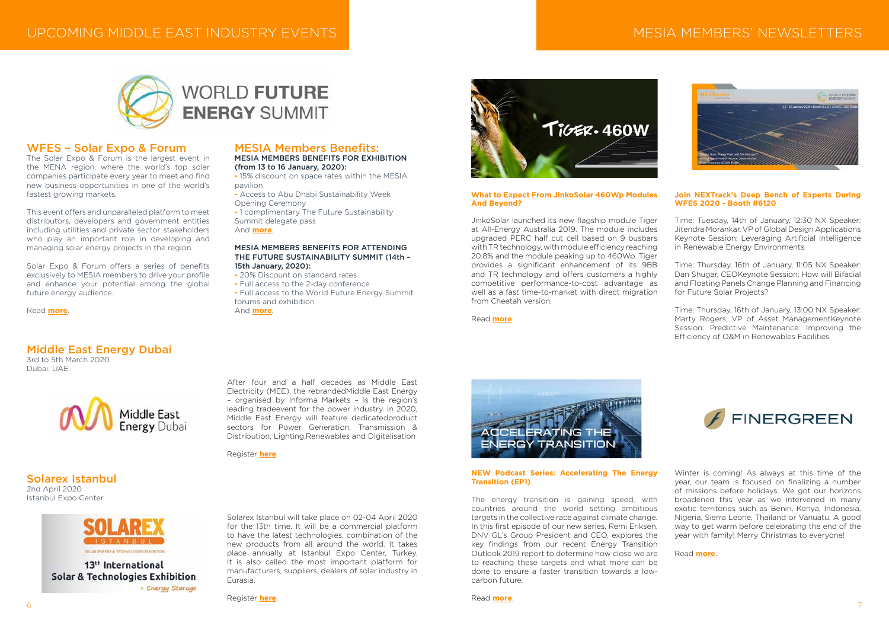# UPCOMING MIDDLE EAST INDUSTRY EVENTS

## WFES – Solar Expo & Forum

The Solar Expo & Forum is the largest event in the MENA region, where the world's top solar companies participate every year to meet and find new business opportunities in one of the world's fastest growing markets.

This event offers and unparalleled platform to meet distributors, developers and government entities including utilities and private sector stakeholders who play an important role in developing and managing solar energy projects in the region.

Solar Expo & Forum offers a series of benefits exclusively to MESIA members to drive your profile and enhance your potential among the global future energy audience.

Read **more**.

## MESIA Members Benefits:

**MESIA MEMBERS BENEFITS FOR EXHIBITION (from 13 to 16 January, 2020):**

- 15% discount on space rates within the MESIA pavilion
- Access to Abu Dhabi Sustainability Week Opening Ceremony
- 1 complimentary The Future Sustainability Summit delegate pass

And **more**.

**MESIA MEMBERS BENEFITS FOR ATTENDING THE FUTURE SUSTAINABILITY SUMMIT (14th – 15th January, 2020):**

- 20% Discount on standard rates
- Full access to the 2-day conference
- Full access to the World Future Energy Summit forums and exhibition

And **more**.

## Middle East Energy Dubai

3rd to 5th March 2020
Dubai, UAE

After four and a half decades as Middle East Electricity (MEE), the rebrandedMiddle East Energy – organised by Informa Markets – is the region's leading tradeevent for the power industry. In 2020, Middle East Energy will feature dedicatedproduct sectors for Power Generation, Transmission & Distribution, Lighting,Renewables and Digitalisation

Register **here**.

## Solarex Istanbul

2nd April 2020
Istanbul Expo Center

Solarex Istanbul will take place on 02-04 April 2020 for the 13th time. It will be a commercial platform to have the latest technologies, combination of the new products from all around the world. It takes place annually at Istanbul Expo Center, Turkey. It is also called the most important platform for manufacturers, suppliers, dealers of solar industry in Eurasia.

Register **here**.

# MESIA MEMBERS' NEWSLETTERS

### What to Expect From JinkoSolar 460Wp Modules And Beyond?

JinkoSolar launched its new flagship module Tiger at All-Energy Australia 2019. The module includes upgraded PERC half cut cell based on 9 busbars with TR technology, with module efficiency reaching 20.8% and the module peaking up to 460Wp. Tiger provides a significant enhancement of its 9BB and TR technology and offers customers a highly competitive performance-to-cost advantage as well as a fast time-to-market with direct migration from Cheetah version.

Read **more**.

### Join NEXTrack's Deep Bench of Experts During WFES 2020 - Booth #6120

Time: Tuesday, 14th of January, 12:30 NX Speaker: Jitendra Morankar, VP of Global Design Applications Keynote Session: Leveraging Artificial Intelligence in Renewable Energy Environments

Time: Thursday, 16th of January, 11:05 NX Speaker: Dan Shugar, CEOKeynote Session: How will Bifacial and Floating Panels Change Planning and Financing for Future Solar Projects?

Time: Thursday, 16th of January, 13:00 NX Speaker: Marty Rogers, VP of Asset ManagementKeynote Session: Predictive Maintenance: Improving the Efficiency of O&M in Renewables Facilities

### NEW Podcast Series: Accelerating The Energy Transition (EP1)

The energy transition is gaining speed, with countries around the world setting ambitious targets in the collective race against climate change. In this first episode of our new series, Remi Eriksen, DNV GL's Group President and CEO, explores the key findings from our recent Energy Transition Outlook 2019 report to determine how close we are to reaching these targets and what more can be done to ensure a faster transition towards a low-carbon future.

Read **more**.

### FINERGREEN

Winter is coming! As always at this time of the year, our team is focused on closing a number of missions before holidays. We got our horizons broadened this year as we intervened in many exotic territories such as Benin, Kenya, Indonesia, Nigeria, Sierra Leone, Thaïland or Vanuatu. A good way to get warm before celebrating the end of the year with family! Merry Christmas to everyone!

Read **more**.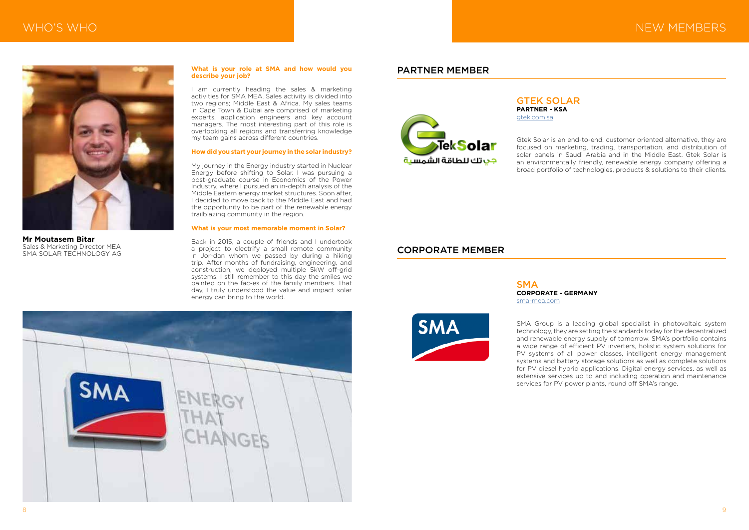# WHO'S WHO

**Mr Moutasem Bitar**
Sales & Marketing Director MEA
SMA SOLAR TECHNOLOGY AG

**What is your role at SMA and how would you describe your job?**

I am currently heading the sales & marketing activities for SMA MEA. Sales activity is divided into two regions; Middle East & Africa. My sales teams in Cape Town & Dubai are comprised of marketing experts, application engineers and key account managers. The most interesting part of this role is overlooking all regions and transferring knowledge my team gains across different countries.

**How did you start your journey in the solar industry?**

My journey in the Energy industry started in Nuclear Energy before shifting to Solar. I was pursuing a post-graduate course in Economics of the Power Industry, where I pursued an in-depth analysis of the Middle Eastern energy market structures. Soon after, I decided to move back to the Middle East and had the opportunity to be part of the renewable energy trailblazing community in the region.

**What is your most memorable moment in Solar?**

Back in 2015, a couple of friends and I undertook a project to electrify a small remote community in Jor-dan whom we passed by during a hiking trip. After months of fundraising, engineering, and construction, we deployed multiple 5kW off-grid systems. I still remember to this day the smiles we painted on the fac-es of the family members. That day, I truly understood the value and impact solar energy can bring to the world.

# NEW MEMBERS

## PARTNER MEMBER

### GTEK SOLAR
**PARTNER - KSA**
gtek.com.sa

Gtek Solar is an end-to-end, customer oriented alternative, they are focused on marketing, trading, transportation, and distribution of solar panels in Saudi Arabia and in the Middle East. Gtek Solar is an environmentally friendly, renewable energy company offering a broad portfolio of technologies, products & solutions to their clients.

## CORPORATE MEMBER

### SMA
**CORPORATE - GERMANY**
sma-mea.com

SMA Group is a leading global specialist in photovoltaic system technology, they are setting the standards today for the decentralized and renewable energy supply of tomorrow. SMA's portfolio contains a wide range of efficient PV inverters, holistic system solutions for PV systems of all power classes, intelligent energy management systems and battery storage solutions as well as complete solutions for PV diesel hybrid applications. Digital energy services, as well as extensive services up to and including operation and maintenance services for PV power plants, round off SMA's range.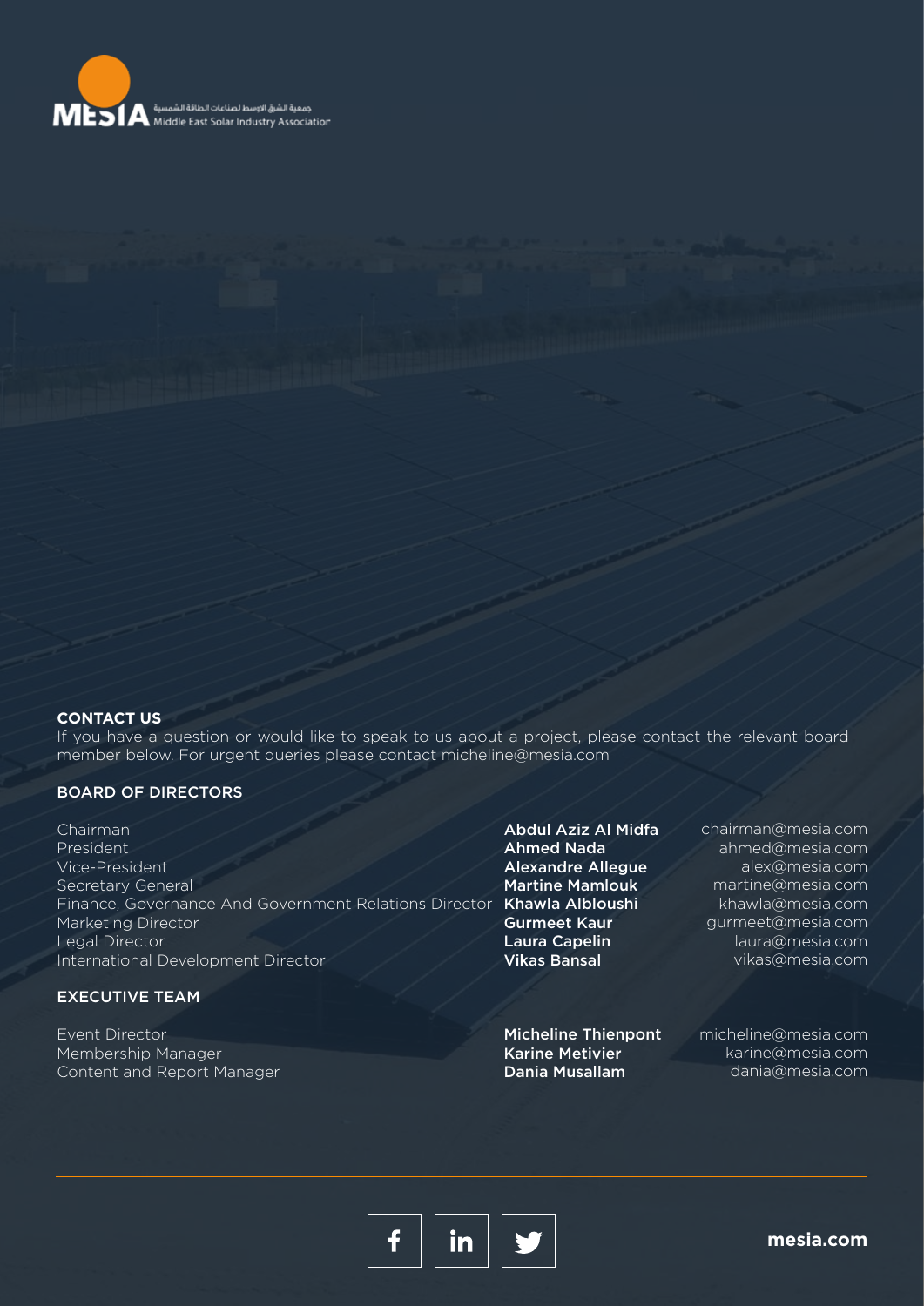MESIA جمعية الشرق الاوسط لصناعات الطاقة الشمسية Middle East Solar Industry Association

## CONTACT US

If you have a question or would like to speak to us about a project, please contact the relevant board member below. For urgent queries please contact micheline@mesia.com

### BOARD OF DIRECTORS

| | | |
|---|---|---|
| Chairman | **Abdul Aziz Al Midfa** | chairman@mesia.com |
| President | **Ahmed Nada** | ahmed@mesia.com |
| Vice-President | **Alexandre Allegue** | alex@mesia.com |
| Secretary General | **Martine Mamlouk** | martine@mesia.com |
| Finance, Governance And Government Relations Director | **Khawla Albloushi** | khawla@mesia.com |
| Marketing Director | **Gurmeet Kaur** | gurmeet@mesia.com |
| Legal Director | **Laura Capelin** | laura@mesia.com |
| International Development Director | **Vikas Bansal** | vikas@mesia.com |

### EXECUTIVE TEAM

| | | |
|---|---|---|
| Event Director | **Micheline Thienpont** | micheline@mesia.com |
| Membership Manager | **Karine Metivier** | karine@mesia.com |
| Content and Report Manager | **Dania Musallam** | dania@mesia.com |

**mesia.com**